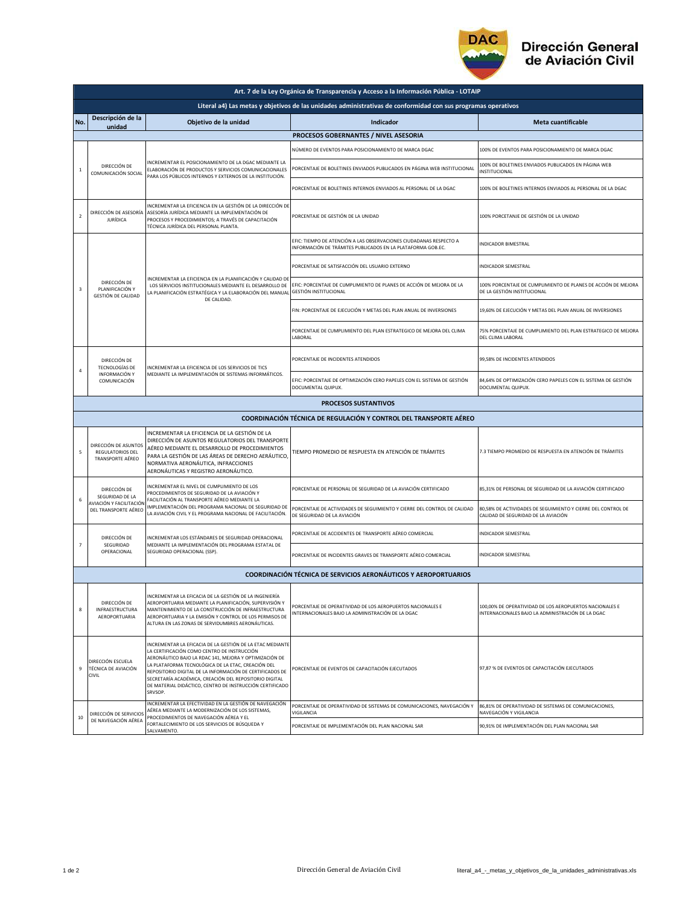**Dirección General de Aviación Civil**

| No. | Descripción de la unidad | Objetivo de la unidad | Indicador | Meta cuantificable |
|---|---|---|---|---|
| **Art. 7 de la Ley Orgánica de Transparencia y Acceso a la Información Pública - LOTAIP** | | | | |
| **Literal a4) Las metas y objetivos de las unidades administrativas de conformidad con sus programas operativos** | | | | |
| **PROCESOS GOBERNANTES / NIVEL ASESORIA** | | | | |
| 1 | DIRECCIÓN DE COMUNICACIÓN SOCIAL | INCREMENTAR EL POSICIONAMIENTO DE LA DGAC MEDIANTE LA ELABORACIÓN DE PRODUCTOS Y SERVICIOS COMUNICACIONALES PARA LOS PÚBLICOS INTERNOS Y EXTERNOS DE LA INSTITUCIÓN. | NÚMERO DE EVENTOS PARA POSICIONAMIENTO DE MARCA DGAC | 100% DE EVENTOS PARA POSICIONAMIENTO DE MARCA DGAC |
| | | | PORCENTAJE DE BOLETINES ENVIADOS PUBLICADOS EN PÁGINA WEB INSTITUCIONAL | 100% DE BOLETINES ENVIADOS PUBLICADOS EN PÁGINA WEB INSTITUCIONAL |
| | | | PORCENTAJE DE BOLETINES INTERNOS ENVIADOS AL PERSONAL DE LA DGAC | 100% DE BOLETINES INTERNOS ENVIADOS AL PERSONAL DE LA DGAC |
| 2 | DIRECCIÓN DE ASESORÍA JURÍDICA | INCREMENTAR LA EFICIENCIA EN LA GESTIÓN DE LA DIRECCIÓN DE ASESORÍA JURÍDICA MEDIANTE LA IMPLEMENTACIÓN DE PROCESOS Y PROCEDIMIENTOS; A TRAVÉS DE CAPACITACIÓN TÉCNICA JURÍDICA DEL PERSONAL PLANTA. | PORCENTAJE DE GESTIÓN DE LA UNIDAD | 100% PORCETANJE DE GESTIÓN DE LA UNIDAD |
| 3 | DIRECCIÓN DE PLANIFICACIÓN Y GESTIÓN DE CALIDAD | INCREMENTAR LA EFICIENCIA EN LA PLANIFICACIÓN Y CALIDAD DE LOS SERVICIOS INSTITUCIONALES MEDIANTE EL DESARROLLO DE LA PLANIFICACIÓN ESTRATÉGICA Y LA ELABORACIÓN DEL MANUAL DE CALIDAD. | EFIC: TIEMPO DE ATENCIÓN A LAS OBSERVACIONES CIUDADANAS RESPECTO A INFORMACIÓN DE TRÁMITES PUBLICADOS EN LA PLATAFORMA GOB.EC. | INDICADOR BIMESTRAL |
| | | | PORCENTAJE DE SATISFACCIÓN DEL USUARIO EXTERNO | INDICADOR SEMESTRAL |
| | | | EFIC: PORCENTAJE DE CUMPLIMIENTO DE PLANES DE ACCIÓN DE MEJORA DE LA GESTIÓN INSTITUCIONAL | 100% PORCENTAJE DE CUMPLIMIENTO DE PLANES DE ACCIÓN DE MEJORA DE LA GESTIÓN INSTITUCIONAL |
| | | | FIN: PORCENTAJE DE EJECUCIÓN Y METAS DEL PLAN ANUAL DE INVERSIONES | 19,60% DE EJECUCIÓN Y METAS DEL PLAN ANUAL DE INVERSIONES |
| | | | PORCENTAJE DE CUMPLIMIENTO DEL PLAN ESTRATEGICO DE MEJORA DEL CLIMA LABORAL | 75% PORCENTAJE DE CUMPLIMIENTO DEL PLAN ESTRATEGICO DE MEJORA DEL CLIMA LABORAL |
| 4 | DIRECCIÓN DE TECNOLOGÍAS DE INFORMACIÓN Y COMUNICACIÓN | INCREMENTAR LA EFICIENCIA DE LOS SERVICIOS DE TICS MEDIANTE LA IMPLEMENTACIÓN DE SISTEMAS INFORMÁTICOS. | PORCENTAJE DE INCIDENTES ATENDIDOS | 99,58% DE INCIDENTES ATENDIDOS |
| | | | EFIC: PORCENTAJE DE OPTIMIZACIÓN CERO PAPELES CON EL SISTEMA DE GESTIÓN DOCUMENTAL QUIPUX. | 84,64% DE OPTIMIZACIÓN CERO PAPELES CON EL SISTEMA DE GESTIÓN DOCUMENTAL QUIPUX. |
| **PROCESOS SUSTANTIVOS** | | | | |
| **COORDINACIÓN TÉCNICA DE REGULACIÓN Y CONTROL DEL TRANSPORTE AÉREO** | | | | |
| 5 | DIRECCIÓN DE ASUNTOS REGULATORIOS DEL TRANSPORTE AÉREO | INCREMENTAR LA EFICIENCIA DE LA GESTIÓN DE LA DIRECCIÓN DE ASUNTOS REGULATORIOS DEL TRANSPORTE AÉREO MEDIANTE EL DESARROLLO DE PROCEDIMIENTOS PARA LA GESTIÓN DE LAS ÁREAS DE DERECHO AERÁUTICO, NORMATIVA AERONÁUTICA, INFRACCIONES AERONÁUTICAS Y REGISTRO AERONÁUTICO. | TIEMPO PROMEDIO DE RESPUESTA EN ATENCIÓN DE TRÁMITES | 7.3 TIEMPO PROMEDIO DE RESPUESTA EN ATENCIÓN DE TRÁMITES |
| 6 | DIRECCIÓN DE SEGURIDAD DE LA AVIACIÓN Y FACILITACIÓN DEL TRANSPORTE AÉREO | INCREMENTAR EL NIVEL DE CUMPLIMIENTO DE LOS PROCEDIMIENTOS DE SEGURIDAD DE LA AVIACIÓN Y FACILITACIÓN AL TRANSPORTE AÉREO MEDIANTE LA IMPLEMENTACIÓN DEL PROGRAMA NACIONAL DE SEGURIDAD DE LA AVIACIÓN CIVIL Y EL PROGRAMA NACIONAL DE FACILITACIÓN. | PORCENTAJE DE PERSONAL DE SEGURIDAD DE LA AVIACIÓN CERTIFICADO | 85,31% DE PERSONAL DE SEGURIDAD DE LA AVIACIÓN CERTIFICADO |
| | | | PORCENTAJE DE ACTIVIDADES DE SEGUIMIENTO Y CIERRE DEL CONTROL DE CALIDAD DE SEGURIDAD DE LA AVIACIÓN | 80,58% DE ACTIVIDADES DE SEGUIMIENTO Y CIERRE DEL CONTROL DE CALIDAD DE SEGURIDAD DE LA AVIACIÓN |
| 7 | DIRECCIÓN DE SEGURIDAD OPERACIONAL | INCREMENTAR LOS ESTÁNDARES DE SEGURIDAD OPERACIONAL MEDIANTE LA IMPLEMENTACIÓN DEL PROGRAMA ESTATAL DE SEGURIDAD OPERACIONAL (SSP). | PORCENTAJE DE ACCIDENTES DE TRANSPORTE AÉREO COMERCIAL | INDICADOR SEMESTRAL |
| | | | PORCENTAJE DE INCIDENTES GRAVES DE TRANSPORTE AÉREO COMERCIAL | INDICADOR SEMESTRAL |
| **COORDINACIÓN TÉCNICA DE SERVICIOS AERONÁUTICOS Y AEROPORTUARIOS** | | | | |
| 8 | DIRECCIÓN DE INFRAESTRUCTURA AEROPORTUARIA | INCREMENTAR LA EFICACIA DE LA GESTIÓN DE LA INGENIERÍA AEROPORTUARIA MEDIANTE LA PLANIFICACIÓN, SUPERVISIÓN Y MANTENIMIENTO DE LA CONSTRUCCIÓN DE INFRAESTRUCTURA AEROPORTUARIA Y LA EMISIÓN Y CONTROL DE LOS PERMISOS DE ALTURA EN LAS ZONAS DE SERVIDUMBRES AERONÁUTICAS. | PORCENTAJE DE OPERATIVIDAD DE LOS AEROPUERTOS NACIONALES E INTERNACIONALES BAJO LA ADMINISTRACIÓN DE LA DGAC | 100,00% DE OPERATIVIDAD DE LOS AEROPUERTOS NACIONALES E INTERNACIONALES BAJO LA ADMINISTRACIÓN DE LA DGAC |
| 9 | DIRECCIÓN ESCUELA TÉCNICA DE AVIACIÓN CIVIL | INCREMENTAR LA EFICACIA DE LA GESTIÓN DE LA ETAC MEDIANTE LA CERTIFICACIÓN COMO CENTRO DE INSTRUCCIÓN AERONÁUTICO BAJO LA RDAC 141, MEJORA Y OPTIMIZACIÓN DE LA PLATAFORMA TECNOLÓGICA DE LA ETAC, CREACIÓN DEL REPOSITORIO DIGITAL DE LA INFORMACIÓN DE CERTIFICADOS DE SECRETARÍA ACADÉMICA, CREACIÓN DEL REPOSITORIO DIGITAL DE MATERIAL DIDÁCTICO, CENTRO DE INSTRUCCIÓN CERTIFICADO SRVSOP. | PORCENTAJE DE EVENTOS DE CAPACITACIÓN EJECUTADOS | 97,87 % DE EVENTOS DE CAPACITACIÓN EJECUTADOS |
| 10 | DIRECCIÓN DE SERVICIOS DE NAVEGACIÓN AÉREA | INCREMENTAR LA EFECTIVIDAD EN LA GESTIÓN DE NAVEGACIÓN AÉREA MEDIANTE LA MODERNIZACIÓN DE LOS SISTEMAS, PROCEDIMIENTOS DE NAVEGACIÓN AÉREA Y EL FORTALECIMIENTO DE LOS SERVICIOS DE BÚSQUEDA Y SALVAMENTO. | PORCENTAJE DE OPERATIVIDAD DE SISTEMAS DE COMUNICACIONES, NAVEGACIÓN Y VIGILANCIA | 86,81% DE OPERATIVIDAD DE SISTEMAS DE COMUNICACIONES, NAVEGACIÓN Y VIGILANCIA |
| | | | PORCENTAJE DE IMPLEMENTACIÓN DEL PLAN NACIONAL SAR | 90,91% DE IMPLEMENTACIÓN DEL PLAN NACIONAL SAR |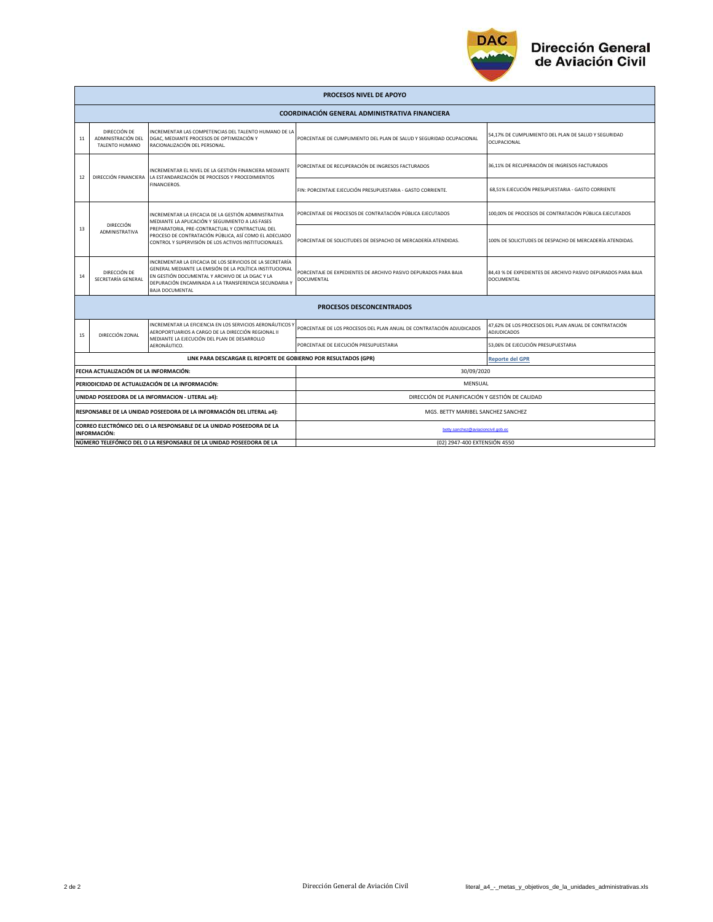**Dirección General de Aviación Civil**

| | | | | |
|---|---|---|---|---|
| **PROCESOS NIVEL DE APOYO** | | | | |
| **COORDINACIÓN GENERAL ADMINISTRATIVA FINANCIERA** | | | | |
| 11 | DIRECCIÓN DE ADMINISTRACIÓN DEL TALENTO HUMANO | INCREMENTAR LAS COMPETENCIAS DEL TALENTO HUMANO DE LA DGAC, MEDIANTE PROCESOS DE OPTIMIZACIÓN Y RACIONALIZACIÓN DEL PERSONAL. | PORCENTAJE DE CUMPLIMIENTO DEL PLAN DE SALUD Y SEGURIDAD OCUPACIONAL | 54,17% DE CUMPLIMIENTO DEL PLAN DE SALUD Y SEGURIDAD OCUPACIONAL |
| 12 | DIRECCIÓN FINANCIERA | INCREMENTAR EL NIVEL DE LA GESTIÓN FINANCIERA MEDIANTE LA ESTANDARIZACIÓN DE PROCESOS Y PROCEDIMIENTOS FINANCIEROS. | PORCENTAJE DE RECUPERACIÓN DE INGRESOS FACTURADOS | 36,11% DE RECUPERACIÓN DE INGRESOS FACTURADOS |
| | | | FIN: PORCENTAJE EJECUCIÓN PRESUPUESTARIA - GASTO CORRIENTE. | 68,51% EJECUCIÓN PRESUPUESTARIA - GASTO CORRIENTE |
| 13 | DIRECCIÓN ADMINISTRATIVA | INCREMENTAR LA EFICACIA DE LA GESTIÓN ADMINISTRATIVA MEDIANTE LA APLICACIÓN Y SEGUIMIENTO A LAS FASES PREPARATORIA, PRE-CONTRACTUAL Y CONTRACTUAL DEL PROCESO DE CONTRATACIÓN PÚBLICA, ASÍ COMO EL ADECUADO CONTROL Y SUPERVISIÓN DE LOS ACTIVOS INSTITUCIONALES. | PORCENTAJE DE PROCESOS DE CONTRATACIÓN PÚBLICA EJECUTADOS | 100,00% DE PROCESOS DE CONTRATACIÓN PÚBLICA EJECUTADOS |
| | | | PORCENTAJE DE SOLICITUDES DE DESPACHO DE MERCADERÍA ATENDIDAS. | 100% DE SOLICITUDES DE DESPACHO DE MERCADERÍA ATENDIDAS. |
| 14 | DIRECCIÓN DE SECRETARÍA GENERAL | INCREMENTAR LA EFICACIA DE LOS SERVICIOS DE LA SECRETARÍA GENERAL MEDIANTE LA EMISIÓN DE LA POLÍTICA INSTITUCIONAL EN GESTIÓN DOCUMENTAL Y ARCHIVO DE LA DGAC Y LA DEPURACIÓN ENCAMINADA A LA TRANSFERENCIA SECUNDARIA Y BAJA DOCUMENTAL | PORCENTAJE DE EXPEDIENTES DE ARCHIVO PASIVO DEPURADOS PARA BAJA DOCUMENTAL | 84,43 % DE EXPEDIENTES DE ARCHIVO PASIVO DEPURADOS PARA BAJA DOCUMENTAL |
| **PROCESOS DESCONCENTRADOS** | | | | |
| 15 | DIRECCIÓN ZONAL | INCREMENTAR LA EFICIENCIA EN LOS SERVICIOS AERONÁUTICOS Y AEROPORTUARIOS A CARGO DE LA DIRECCIÓN REGIONAL II MEDIANTE LA EJECUCIÓN DEL PLAN DE DESARROLLO AERONÁUTICO. | PORCENTAJE DE LOS PROCESOS DEL PLAN ANUAL DE CONTRATACIÓN ADJUDICADOS | 47,62% DE LOS PROCESOS DEL PLAN ANUAL DE CONTRATACIÓN ADJUDICADOS |
| | | | PORCENTAJE DE EJECUCIÓN PRESUPUESTARIA | 53,06% DE EJECUCIÓN PRESUPUESTARIA |
| **LINK PARA DESCARGAR EL REPORTE DE GOBIERNO POR RESULTADOS (GPR)** | | | | [Reporte del GPR]() |
| **FECHA ACTUALIZACIÓN DE LA INFORMACIÓN:** | | | 30/09/2020 | |
| **PERIODICIDAD DE ACTUALIZACIÓN DE LA INFORMACIÓN:** | | | MENSUAL | |
| **UNIDAD POSEEDORA DE LA INFORMACION - LITERAL a4):** | | | DIRECCIÓN DE PLANIFICACIÓN Y GESTIÓN DE CALIDAD | |
| **RESPONSABLE DE LA UNIDAD POSEEDORA DE LA INFORMACIÓN DEL LITERAL a4):** | | | MGS. BETTY MARIBEL SANCHEZ SANCHEZ | |
| **CORREO ELECTRÓNICO DEL O LA RESPONSABLE DE LA UNIDAD POSEEDORA DE LA INFORMACIÓN:** | | | betty.sanchez@aviacioncivil.gob.ec | |
| **NÚMERO TELEFÓNICO DEL O LA RESPONSABLE DE LA UNIDAD POSEEDORA DE LA** | | | (02) 2947-400 EXTENSIÓN 4550 | |